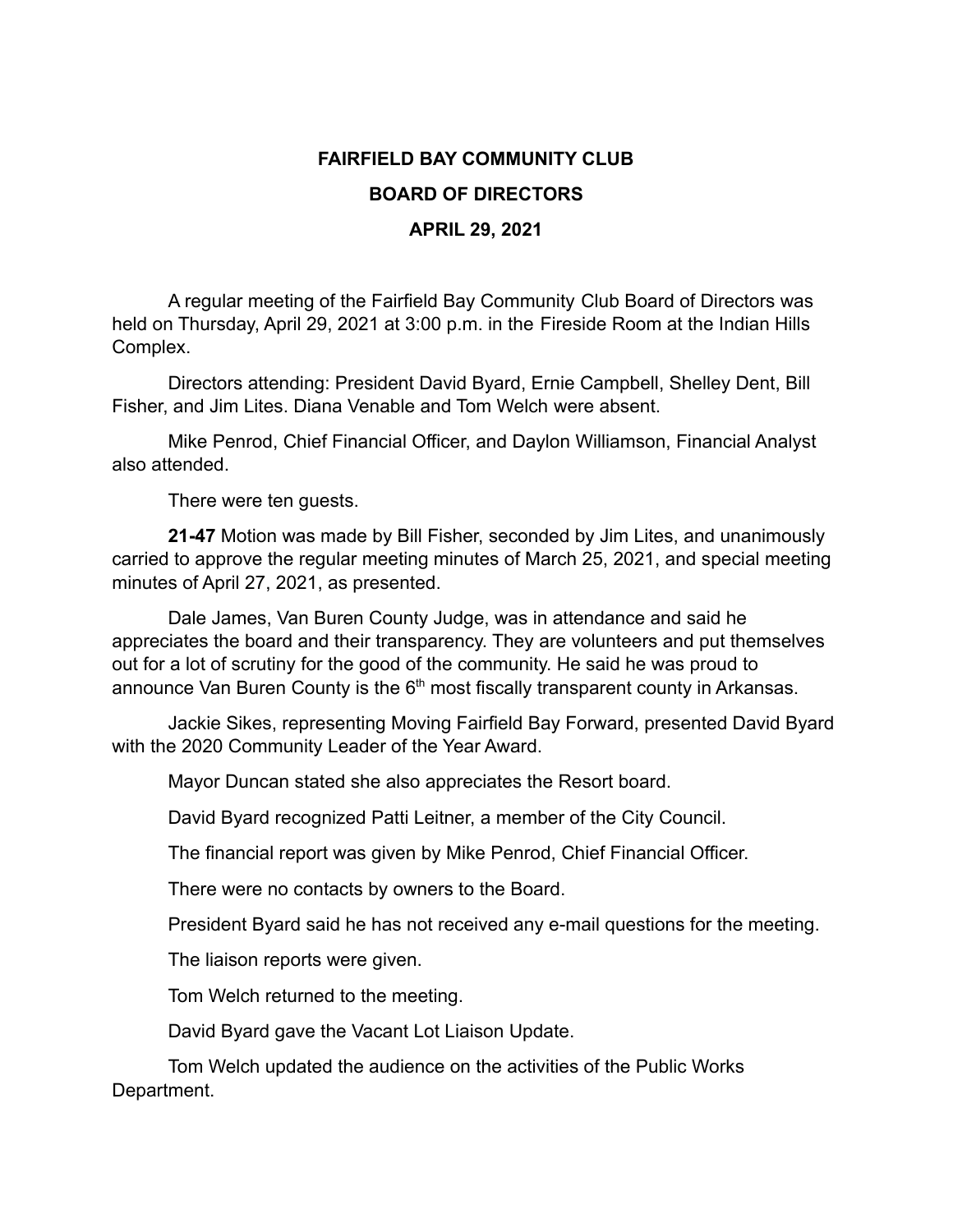**FAIRFIELD BAY COMMUNITY CLUB**

**BOARD OF DIRECTORS**

**APRIL 29, 2021**

A regular meeting of the Fairfield Bay Community Club Board of Directors was held on Thursday, April 29, 2021 at 3:00 p.m. in the Fireside Room at the Indian Hills Complex.

Directors attending: President David Byard, Ernie Campbell, Shelley Dent, Bill Fisher, and Jim Lites. Diana Venable and Tom Welch were absent.

Mike Penrod, Chief Financial Officer, and Daylon Williamson, Financial Analyst also attended.

There were ten guests.

**21-47** Motion was made by Bill Fisher, seconded by Jim Lites, and unanimously carried to approve the regular meeting minutes of March 25, 2021, and special meeting minutes of April 27, 2021, as presented.

Dale James, Van Buren County Judge, was in attendance and said he appreciates the board and their transparency. They are volunteers and put themselves out for a lot of scrutiny for the good of the community. He said he was proud to announce Van Buren County is the 6th most fiscally transparent county in Arkansas.

Jackie Sikes, representing Moving Fairfield Bay Forward, presented David Byard with the 2020 Community Leader of the Year Award.

Mayor Duncan stated she also appreciates the Resort board.

David Byard recognized Patti Leitner, a member of the City Council.

The financial report was given by Mike Penrod, Chief Financial Officer.

There were no contacts by owners to the Board.

President Byard said he has not received any e-mail questions for the meeting.

The liaison reports were given.

Tom Welch returned to the meeting.

David Byard gave the Vacant Lot Liaison Update.

Tom Welch updated the audience on the activities of the Public Works Department.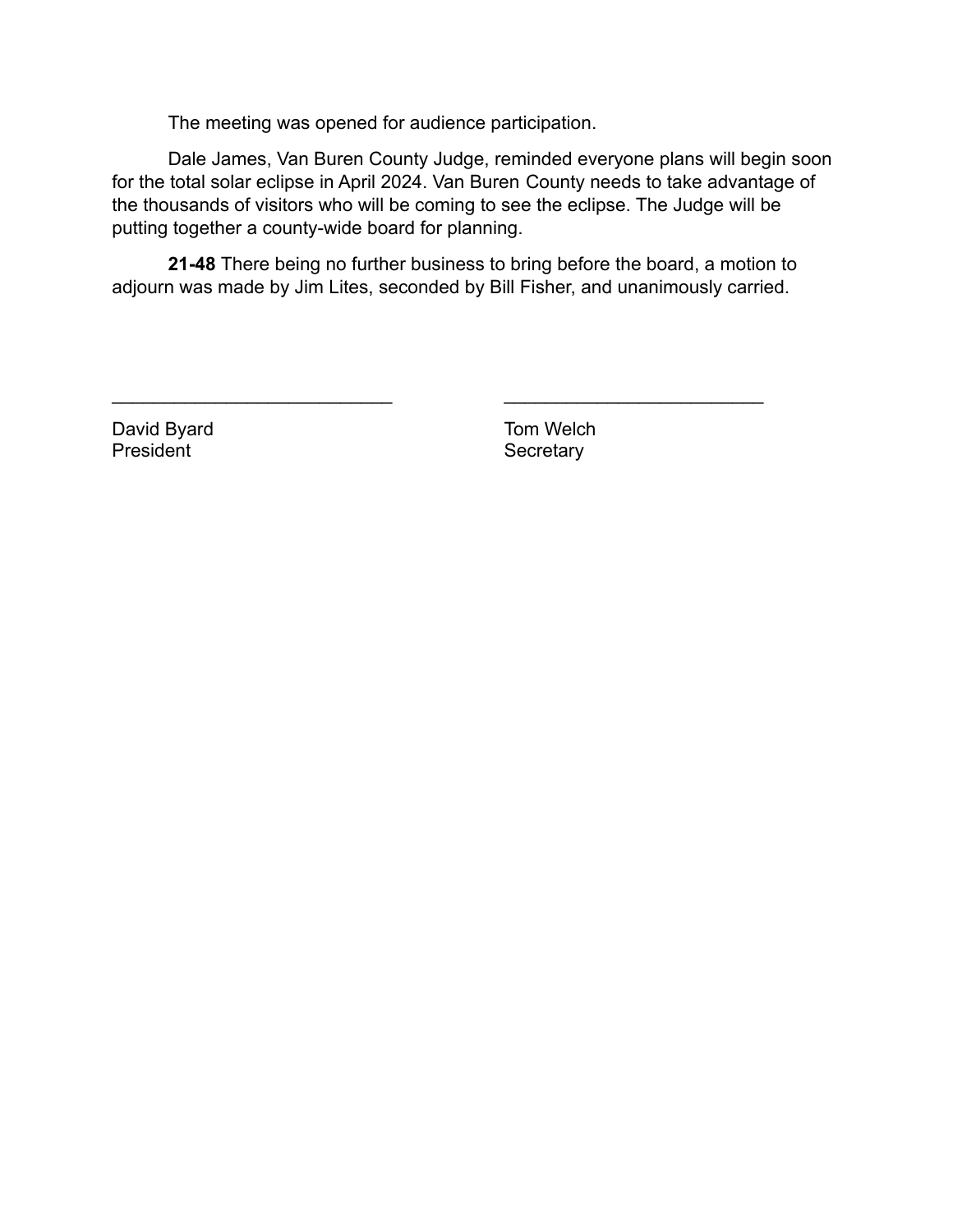The meeting was opened for audience participation.

Dale James, Van Buren County Judge, reminded everyone plans will begin soon for the total solar eclipse in April 2024. Van Buren County needs to take advantage of the thousands of visitors who will be coming to see the eclipse. The Judge will be putting together a county-wide board for planning.

**21-48** There being no further business to bring before the board, a motion to adjourn was made by Jim Lites, seconded by Bill Fisher, and unanimously carried.

\_\_\_\_\_\_\_\_\_\_\_\_\_\_\_\_\_\_\_\_\_\_\_\_\_\_\_\_ \_\_\_\_\_\_\_\_\_\_\_\_\_\_\_\_\_\_\_\_\_\_\_\_\_\_

David Byard  
President

Tom Welch  
Secretary